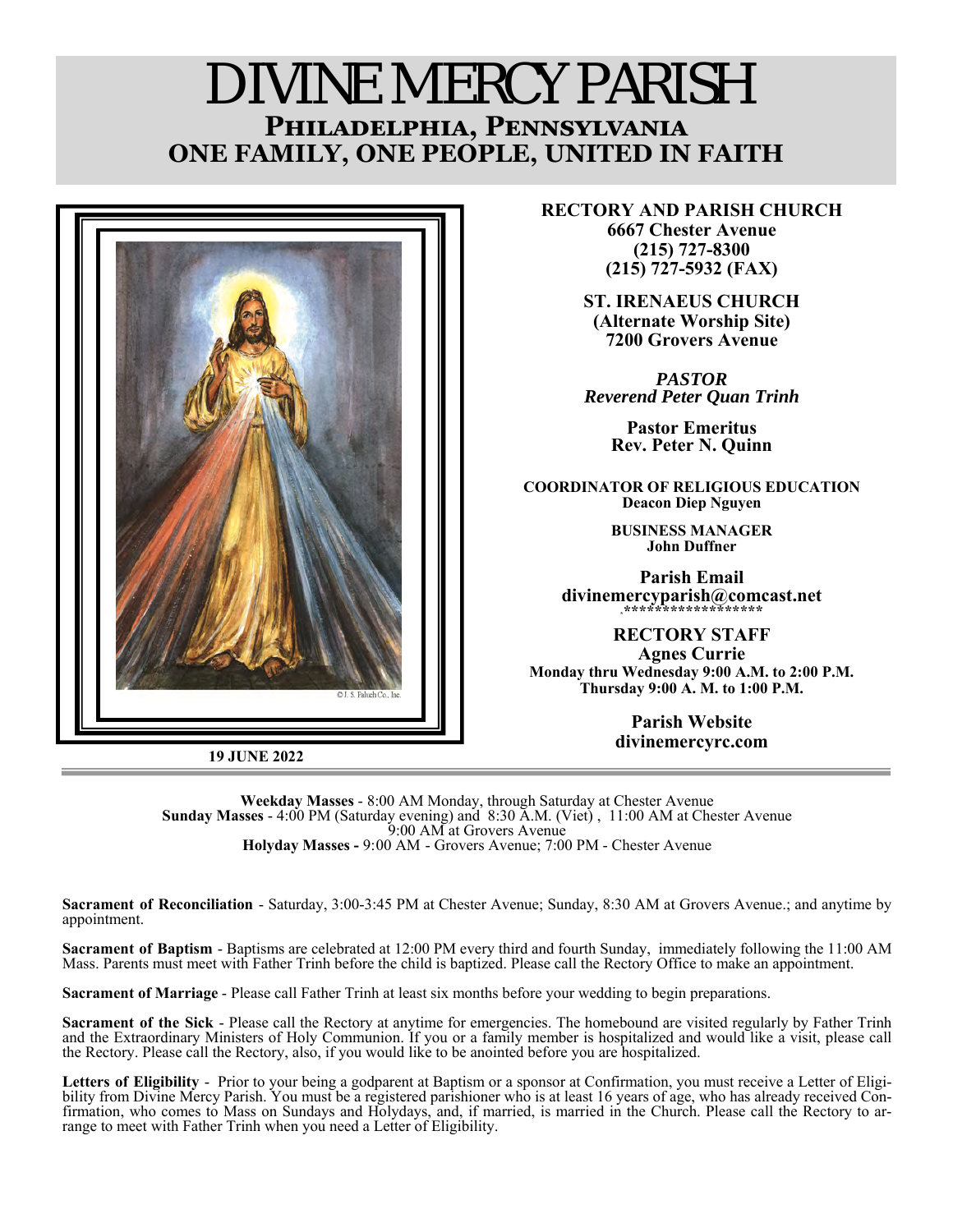# DIVINE MERCY PARISH

## Philadelphia, Pennsylvania

## ONE FAMILY, ONE PEOPLE, UNITED IN FAITH

©J. S. Paluch Co., Inc.

**19 JUNE 2022**

**RECTORY AND PARISH CHURCH**
**6667 Chester Avenue**
**(215) 727-8300**
**(215) 727-5932 (FAX)**

**ST. IRENAEUS CHURCH**
**(Alternate Worship Site)**
**7200 Grovers Avenue**

***PASTOR***
***Reverend Peter Quan Trinh***

**Pastor Emeritus**
**Rev. Peter N. Quinn**

**COORDINATOR OF RELIGIOUS EDUCATION**
**Deacon Diep Nguyen**

**BUSINESS MANAGER**
**John Duffner**

**Parish Email**
**divinemercyparish@comcast.net**
******************

**RECTORY STAFF**
**Agnes Currie**
**Monday thru Wednesday 9:00 A.M. to 2:00 P.M.**
**Thursday 9:00 A. M. to 1:00 P.M.**

**Parish Website**
**divinemercyrc.com**

---

**Weekday Masses** - 8:00 AM Monday, through Saturday at Chester Avenue
**Sunday Masses** - 4:00 PM (Saturday evening) and 8:30 A.M. (Viet) , 11:00 AM at Chester Avenue
9:00 AM at Grovers Avenue
**Holyday Masses -** 9:00 AM - Grovers Avenue; 7:00 PM - Chester Avenue

**Sacrament of Reconciliation** - Saturday, 3:00-3:45 PM at Chester Avenue; Sunday, 8:30 AM at Grovers Avenue.; and anytime by appointment.

**Sacrament of Baptism** - Baptisms are celebrated at 12:00 PM every third and fourth Sunday, immediately following the 11:00 AM Mass. Parents must meet with Father Trinh before the child is baptized. Please call the Rectory Office to make an appointment.

**Sacrament of Marriage** - Please call Father Trinh at least six months before your wedding to begin preparations.

**Sacrament of the Sick** - Please call the Rectory at anytime for emergencies. The homebound are visited regularly by Father Trinh and the Extraordinary Ministers of Holy Communion. If you or a family member is hospitalized and would like a visit, please call the Rectory. Please call the Rectory, also, if you would like to be anointed before you are hospitalized.

**Letters of Eligibility** - Prior to your being a godparent at Baptism or a sponsor at Confirmation, you must receive a Letter of Eligibility from Divine Mercy Parish. You must be a registered parishioner who is at least 16 years of age, who has already received Confirmation, who comes to Mass on Sundays and Holydays, and, if married, is married in the Church. Please call the Rectory to arrange to meet with Father Trinh when you need a Letter of Eligibility.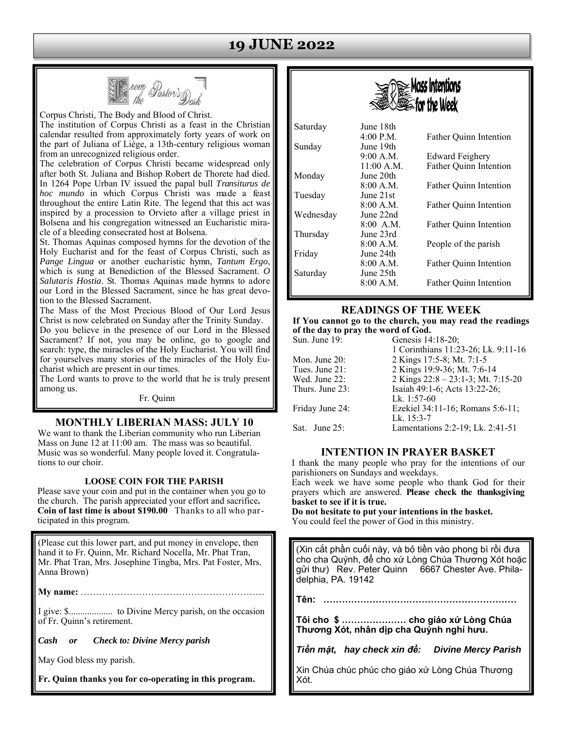# 19 JUNE 2022

## From the Pastor's Desk

Corpus Christi, The Body and Blood of Christ.

The institution of Corpus Christi as a feast in the Christian calendar resulted from approximately forty years of work on the part of Juliana of Liège, a 13th-century religious woman from an unrecognized religious order.

The celebration of Corpus Christi became widespread only after both St. Juliana and Bishop Robert de Thorete had died. In 1264 Pope Urban IV issued the papal bull *Transiturus de hoc mundo* in which Corpus Christi was made a feast throughout the entire Latin Rite. The legend that this act was inspired by a procession to Orvieto after a village priest in Bolsena and his congregation witnessed an Eucharistic miracle of a bleeding consecrated host at Bolsena.

St. Thomas Aquinas composed hymns for the devotion of the Holy Eucharist and for the feast of Corpus Christi, such as *Pange Lingua* or another eucharistic hymn, *Tantum Ergo*, which is sung at Benediction of the Blessed Sacrament. *O Salutaris Hostia*. St. Thomas Aquinas made hymns to adore our Lord in the Blessed Sacrament, since he has great devotion to the Blessed Sacrament.

The Mass of the Most Precious Blood of Our Lord Jesus Christ is now celebrated on Sunday after the Trinity Sunday.

Do you believe in the presence of our Lord in the Blessed Sacrament? If not, you may be online, go to google and search: type, the miracles of the Holy Eucharist. You will find for yourselves many stories of the miracles of the Holy Eucharist which are present in our times.

The Lord wants to prove to the world that he is truly present among us.

Fr. Quinn

## MONTHLY LIBERIAN MASS: JULY 10

We want to thank the Liberian community who run Liberian Mass on June 12 at 11:00 am. The mass was so beautiful. Music was so wonderful. Many people loved it. Congratulations to our choir.

### LOOSE COIN FOR THE PARISH

Please save your coin and put in the container when you go to the church. The parish appreciated your effort and sacrifice**.** **Coin of last time is about $190.00** Thanks to all who participated in this program.

(Please cut this lower part, and put money in envelope, then hand it to Fr. Quinn, Mr. Richard Nocella, Mr. Phat Tran, Mr. Phat Tran, Mrs. Josephine Tingba, Mrs. Pat Foster, Mrs. Anna Brown)

**My name:** ……………………………………………………

I give: $.................. to Divine Mercy parish, on the occasion of Fr. Quinn's retirement.

***Cash or Check to: Divine Mercy parish***

May God bless my parish.

**Fr. Quinn thanks you for co-operating in this program.**

## Mass Intentions for the Week

| | | |
|---|---|---|
| Saturday | June 18th | |
| | 4:00 P.M. | Father Quinn Intention |
| Sunday | June 19th | |
| | 9:00 A.M. | Edward Feighery |
| | 11:00 A.M. | Father Quinn Intention |
| Monday | June 20th | |
| | 8:00 A.M. | Father Quinn Intention |
| Tuesday | June 21st | |
| | 8:00 A.M. | Father Quinn Intention |
| Wednesday | June 22nd | |
| | 8:00 A.M. | Father Quinn Intention |
| Thursday | June 23rd | |
| | 8:00 A.M. | People of the parish |
| Friday | June 24th | |
| | 8:00 A.M. | Father Quinn Intention |
| Saturday | June 25th | |
| | 8:00 A.M. | Father Quinn Intention |

## READINGS OF THE WEEK

**If You cannot go to the church, you may read the readings of the day to pray the word of God.**

| | |
|---|---|
| Sun. June 19: | Genesis 14:18-20; 1 Corinthians 11:23-26; Lk. 9:11-16 |
| Mon. June 20: | 2 Kings 17:5-8; Mt. 7:1-5 |
| Tues. June 21: | 2 Kings 19:9-36; Mt. 7:6-14 |
| Wed. June 22: | 2 Kings 22:8 – 23:1-3; Mt. 7:15-20 |
| Thurs. June 23: | Isaiah 49:1-6; Acts 13:22-26; Lk. 1:57-60 |
| Friday June 24: | Ezekiel 34:11-16; Romans 5:6-11; Lk. 15:3-7 |
| Sat. June 25: | Lamentations 2:2-19; Lk. 2:41-51 |

## INTENTION IN PRAYER BASKET

I thank the many people who pray for the intentions of our parishioners on Sundays and weekdays.

Each week we have some people who thank God for their prayers which are answered. **Please check the thanksgiving basket to see if it is true.**

**Do not hesitate to put your intentions in the basket.**

You could feel the power of God in this ministry.

(Xin cắt phần cuối này, và bỏ tiền vào phong bì rồi đưa cho cha Quỳnh, để cho xứ Lòng Chúa Thương Xót hoặc gửi thư) Rev. Peter Quinn 6667 Chester Ave. Philadelphia, PA. 19142

**Tên: ……………………………………………………**

**Tôi cho $ ………………… cho giáo xứ Lòng Chúa Thương Xót, nhân dịp cha Quỳnh nghỉ hưu.**

***Tiền mặt, hay check xin đề: Divine Mercy Parish***

Xin Chúa chúc phúc cho giáo xứ Lòng Chúa Thương Xót.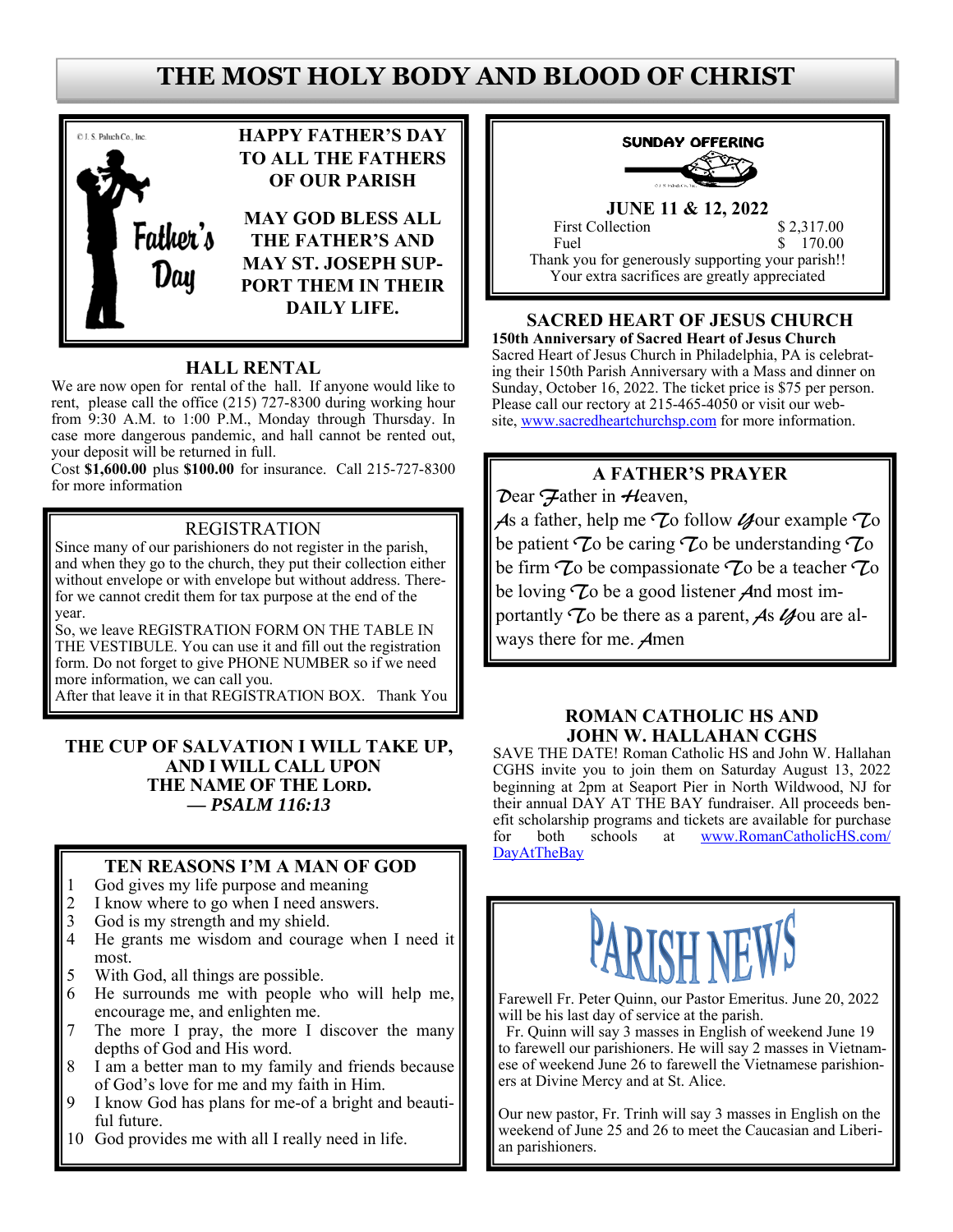# THE MOST HOLY BODY AND BLOOD OF CHRIST

**HAPPY FATHER'S DAY TO ALL THE FATHERS OF OUR PARISH**

**MAY GOD BLESS ALL THE FATHER'S AND MAY ST. JOSEPH SUPPORT THEM IN THEIR DAILY LIFE.**

## HALL RENTAL

We are now open for rental of the hall. If anyone would like to rent, please call the office (215) 727-8300 during working hour from 9:30 A.M. to 1:00 P.M., Monday through Thursday. In case more dangerous pandemic, and hall cannot be rented out, your deposit will be returned in full.
Cost **$1,600.00** plus **$100.00** for insurance. Call 215-727-8300 for more information

## REGISTRATION

Since many of our parishioners do not register in the parish, and when they go to the church, they put their collection either without envelope or with envelope but without address. Therefore we cannot credit them for tax purpose at the end of the year.
So, we leave REGISTRATION FORM ON THE TABLE IN THE VESTIBULE. You can use it and fill out the registration form. Do not forget to give PHONE NUMBER so if we need more information, we can call you.
After that leave it in that REGISTRATION BOX. Thank You

**THE CUP OF SALVATION I WILL TAKE UP, AND I WILL CALL UPON THE NAME OF THE LORD.**
***— PSALM 116:13***

## TEN REASONS I'M A MAN OF GOD

1. God gives my life purpose and meaning
2. I know where to go when I need answers.
3. God is my strength and my shield.
4. He grants me wisdom and courage when I need it most.
5. With God, all things are possible.
6. He surrounds me with people who will help me, encourage me, and enlighten me.
7. The more I pray, the more I discover the many depths of God and His word.
8. I am a better man to my family and friends because of God's love for me and my faith in Him.
9. I know God has plans for me-of a bright and beautiful future.
10. God provides me with all I really need in life.

## SUNDAY OFFERING

**JUNE 11 & 12, 2022**

| | |
|---|---|
| First Collection | $ 2,317.00 |
| Fuel | $ 170.00 |

Thank you for generously supporting your parish!!
Your extra sacrifices are greatly appreciated

## SACRED HEART OF JESUS CHURCH

**150th Anniversary of Sacred Heart of Jesus Church**
Sacred Heart of Jesus Church in Philadelphia, PA is celebrating their 150th Parish Anniversary with a Mass and dinner on Sunday, October 16, 2022. The ticket price is $75 per person. Please call our rectory at 215-465-4050 or visit our website, www.sacredheartchurchsp.com for more information.

## A FATHER'S PRAYER

Dear Father in Heaven,
As a father, help me To follow Your example To be patient To be caring To be understanding To be firm To be compassionate To be a teacher To be loving To be a good listener And most importantly To be there as a parent, As You are always there for me. Amen

## ROMAN CATHOLIC HS AND JOHN W. HALLAHAN CGHS

SAVE THE DATE! Roman Catholic HS and John W. Hallahan CGHS invite you to join them on Saturday August 13, 2022 beginning at 2pm at Seaport Pier in North Wildwood, NJ for their annual DAY AT THE BAY fundraiser. All proceeds benefit scholarship programs and tickets are available for purchase for both schools at www.RomanCatholicHS.com/DayAtTheBay

## PARISH NEWS

Farewell Fr. Peter Quinn, our Pastor Emeritus. June 20, 2022 will be his last day of service at the parish.
Fr. Quinn will say 3 masses in English of weekend June 19 to farewell our parishioners. He will say 2 masses in Vietnamese of weekend June 26 to farewell the Vietnamese parishioners at Divine Mercy and at St. Alice.

Our new pastor, Fr. Trinh will say 3 masses in English on the weekend of June 25 and 26 to meet the Caucasian and Liberian parishioners.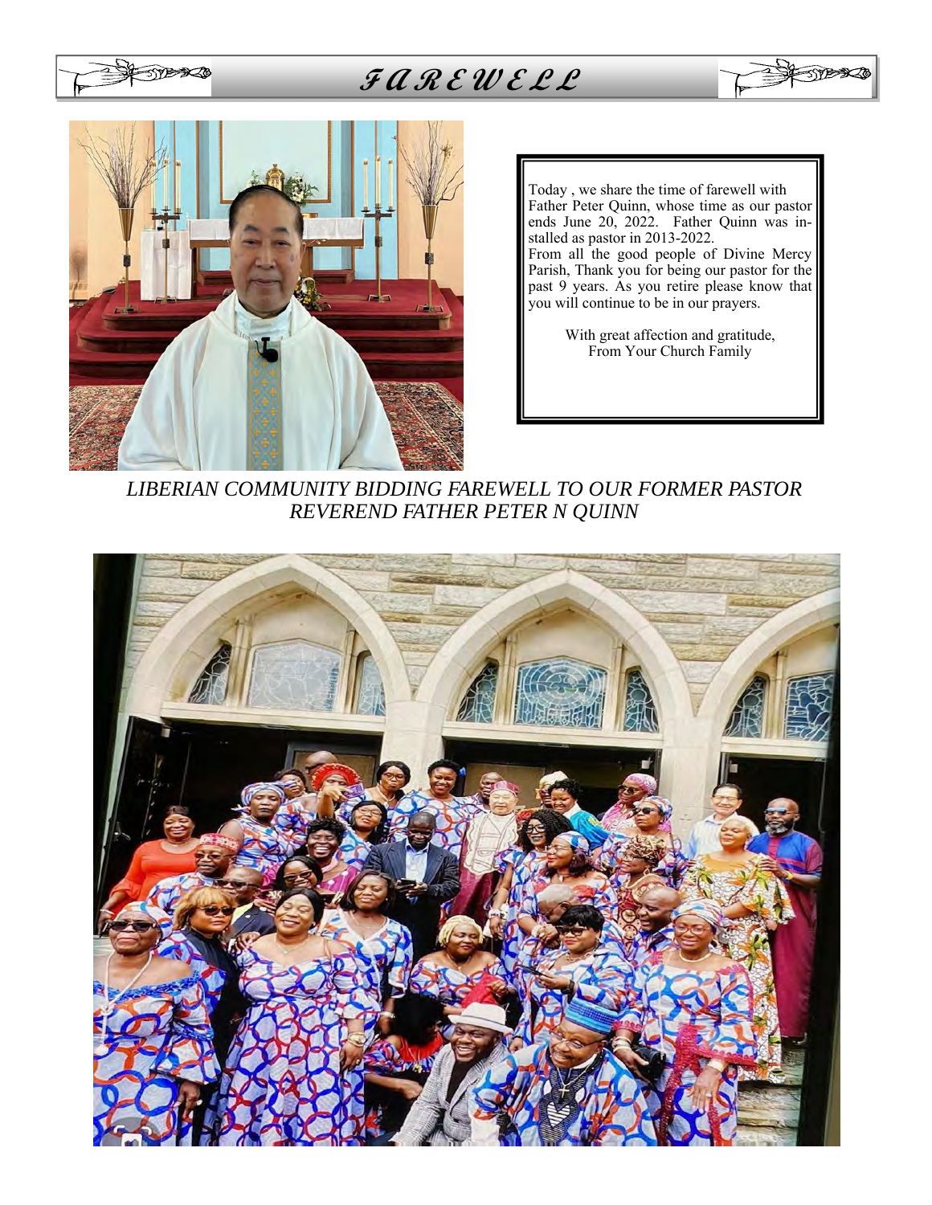# *F A R E W E L L*

Today , we share the time of farewell with Father Peter Quinn, whose time as our pastor ends June 20, 2022. Father Quinn was installed as pastor in 2013-2022.
From all the good people of Divine Mercy Parish, Thank you for being our pastor for the past 9 years. As you retire please know that you will continue to be in our prayers.

With great affection and gratitude,
From Your Church Family

*LIBERIAN COMMUNITY BIDDING FAREWELL TO OUR FORMER PASTOR REVEREND FATHER PETER N QUINN*